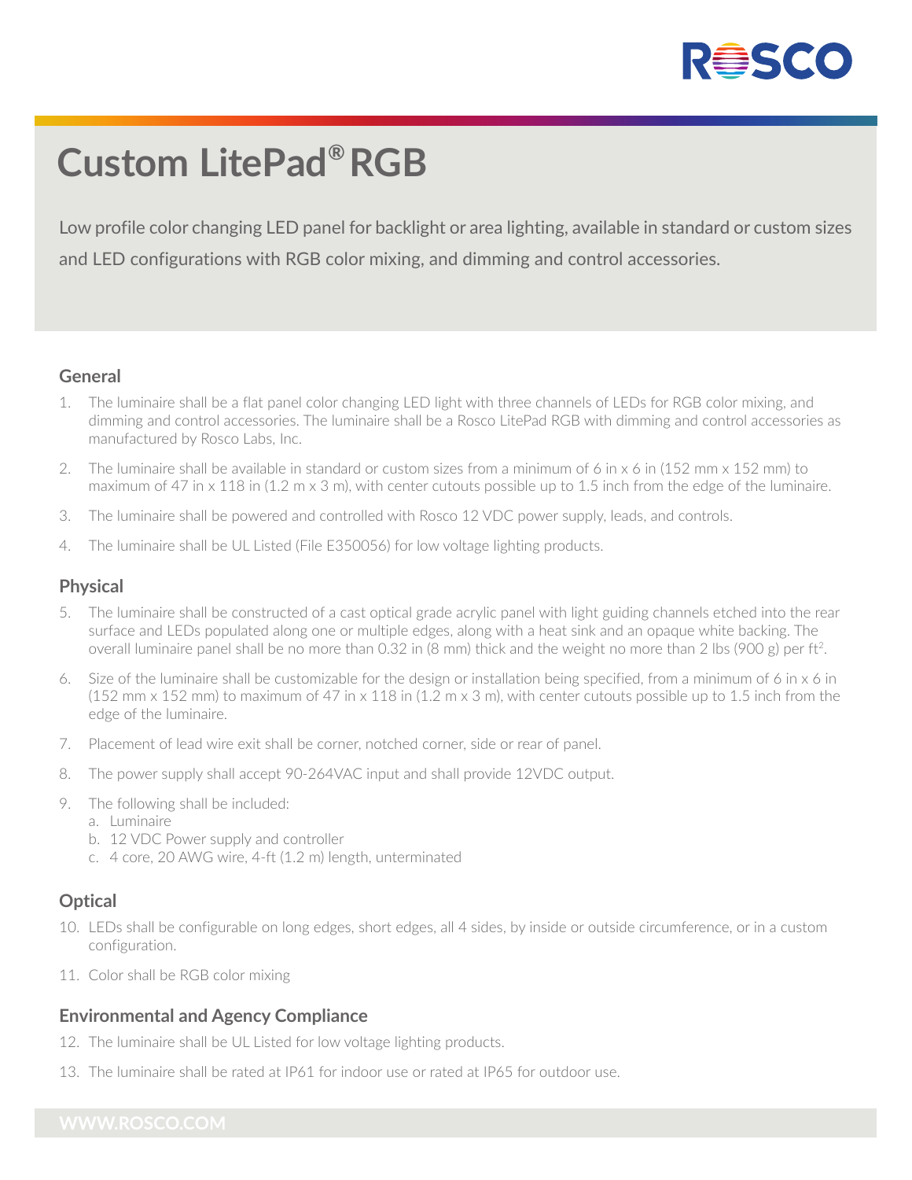# Custom LitePad® RGB

Low profile color changing LED panel for backlight or area lighting, available in standard or custom sizes and LED configurations with RGB color mixing, and dimming and control accessories.

## General

1. The luminaire shall be a flat panel color changing LED light with three channels of LEDs for RGB color mixing, and dimming and control accessories. The luminaire shall be a Rosco LitePad RGB with dimming and control accessories as manufactured by Rosco Labs, Inc.
2. The luminaire shall be available in standard or custom sizes from a minimum of 6 in x 6 in (152 mm x 152 mm) to maximum of 47 in x 118 in (1.2 m x 3 m), with center cutouts possible up to 1.5 inch from the edge of the luminaire.
3. The luminaire shall be powered and controlled with Rosco 12 VDC power supply, leads, and controls.
4. The luminaire shall be UL Listed (File E350056) for low voltage lighting products.

## Physical

5. The luminaire shall be constructed of a cast optical grade acrylic panel with light guiding channels etched into the rear surface and LEDs populated along one or multiple edges, along with a heat sink and an opaque white backing. The overall luminaire panel shall be no more than 0.32 in (8 mm) thick and the weight no more than 2 lbs (900 g) per $ft^2$.
6. Size of the luminaire shall be customizable for the design or installation being specified, from a minimum of 6 in x 6 in (152 mm x 152 mm) to maximum of 47 in x 118 in (1.2 m x 3 m), with center cutouts possible up to 1.5 inch from the edge of the luminaire.
7. Placement of lead wire exit shall be corner, notched corner, side or rear of panel.
8. The power supply shall accept 90-264VAC input and shall provide 12VDC output.
9. The following shall be included:
   a. Luminaire
   b. 12 VDC Power supply and controller
   c. 4 core, 20 AWG wire, 4-ft (1.2 m) length, unterminated

## Optical

10. LEDs shall be configurable on long edges, short edges, all 4 sides, by inside or outside circumference, or in a custom configuration.
11. Color shall be RGB color mixing

## Environmental and Agency Compliance

12. The luminaire shall be UL Listed for low voltage lighting products.
13. The luminaire shall be rated at IP61 for indoor use or rated at IP65 for outdoor use.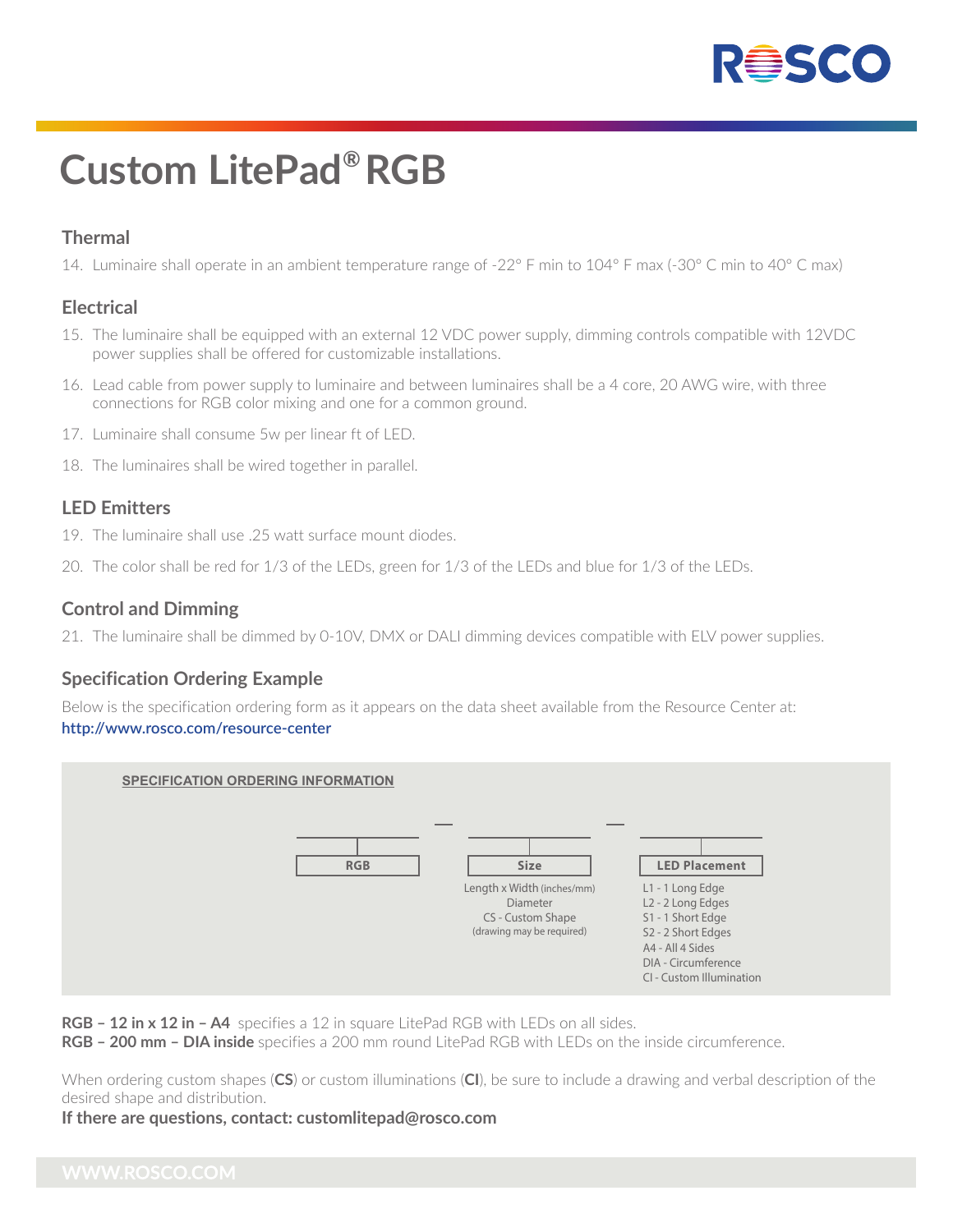# Custom LitePad® RGB

## Thermal

14. Luminaire shall operate in an ambient temperature range of -22° F min to 104° F max (-30° C min to 40° C max)

## Electrical

15. The luminaire shall be equipped with an external 12 VDC power supply, dimming controls compatible with 12VDC power supplies shall be offered for customizable installations.
16. Lead cable from power supply to luminaire and between luminaires shall be a 4 core, 20 AWG wire, with three connections for RGB color mixing and one for a common ground.
17. Luminaire shall consume 5w per linear ft of LED.
18. The luminaires shall be wired together in parallel.

## LED Emitters

19. The luminaire shall use .25 watt surface mount diodes.
20. The color shall be red for 1/3 of the LEDs, green for 1/3 of the LEDs and blue for 1/3 of the LEDs.

## Control and Dimming

21. The luminaire shall be dimmed by 0-10V, DMX or DALI dimming devices compatible with ELV power supplies.

## Specification Ordering Example

Below is the specification ordering form as it appears on the data sheet available from the Resource Center at:
http://www.rosco.com/resource-center

**SPECIFICATION ORDERING INFORMATION**

| RGB | Size | LED Placement |
|---|---|---|
| | Length x Width (inches/mm)<br>Diameter<br>CS - Custom Shape<br>(drawing may be required) | L1 - 1 Long Edge<br>L2 - 2 Long Edges<br>S1 - 1 Short Edge<br>S2 - 2 Short Edges<br>A4 - All 4 Sides<br>DIA - Circumference<br>CI - Custom Illumination |

**RGB – 12 in x 12 in – A4** specifies a 12 in square LitePad RGB with LEDs on all sides.
**RGB – 200 mm – DIA inside** specifies a 200 mm round LitePad RGB with LEDs on the inside circumference.

When ordering custom shapes (**CS**) or custom illuminations (**CI**), be sure to include a drawing and verbal description of the desired shape and distribution.

**If there are questions, contact: customlitepad@rosco.com**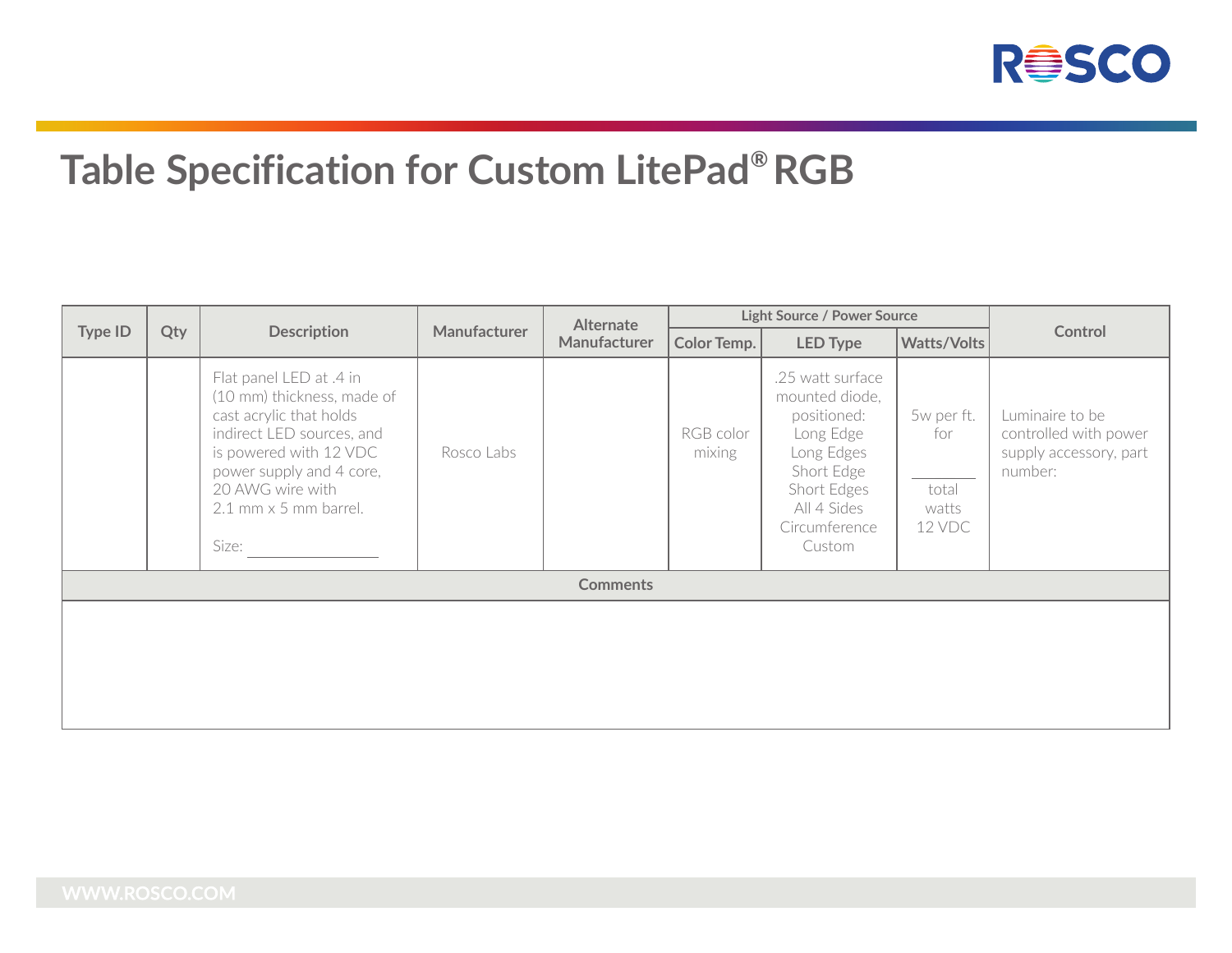# Table Specification for Custom LitePad® RGB

| Type ID | Qty | Description | Manufacturer | Alternate Manufacturer | Light Source / Power Source | | | Control |
|---|---|---|---|---|---|---|---|---|
| | | | | | Color Temp. | LED Type | Watts/Volts | |
| | | Flat panel LED at .4 in (10 mm) thickness, made of cast acrylic that holds indirect LED sources, and is powered with 12 VDC power supply and 4 core, 20 AWG wire with 2.1 mm x 5 mm barrel.<br><br>Size: ______________ | Rosco Labs | | RGB color mixing | .25 watt surface mounted diode, positioned:<br>Long Edge<br>Long Edges<br>Short Edge<br>Short Edges<br>All 4 Sides<br>Circumference<br>Custom | 5w per ft. for<br><br>________<br>total watts<br>12 VDC | Luminaire to be controlled with power supply accessory, part number: |
| **Comments** | | | | | | | | |
| | | | | | | | | |

WWW.ROSCO.COM